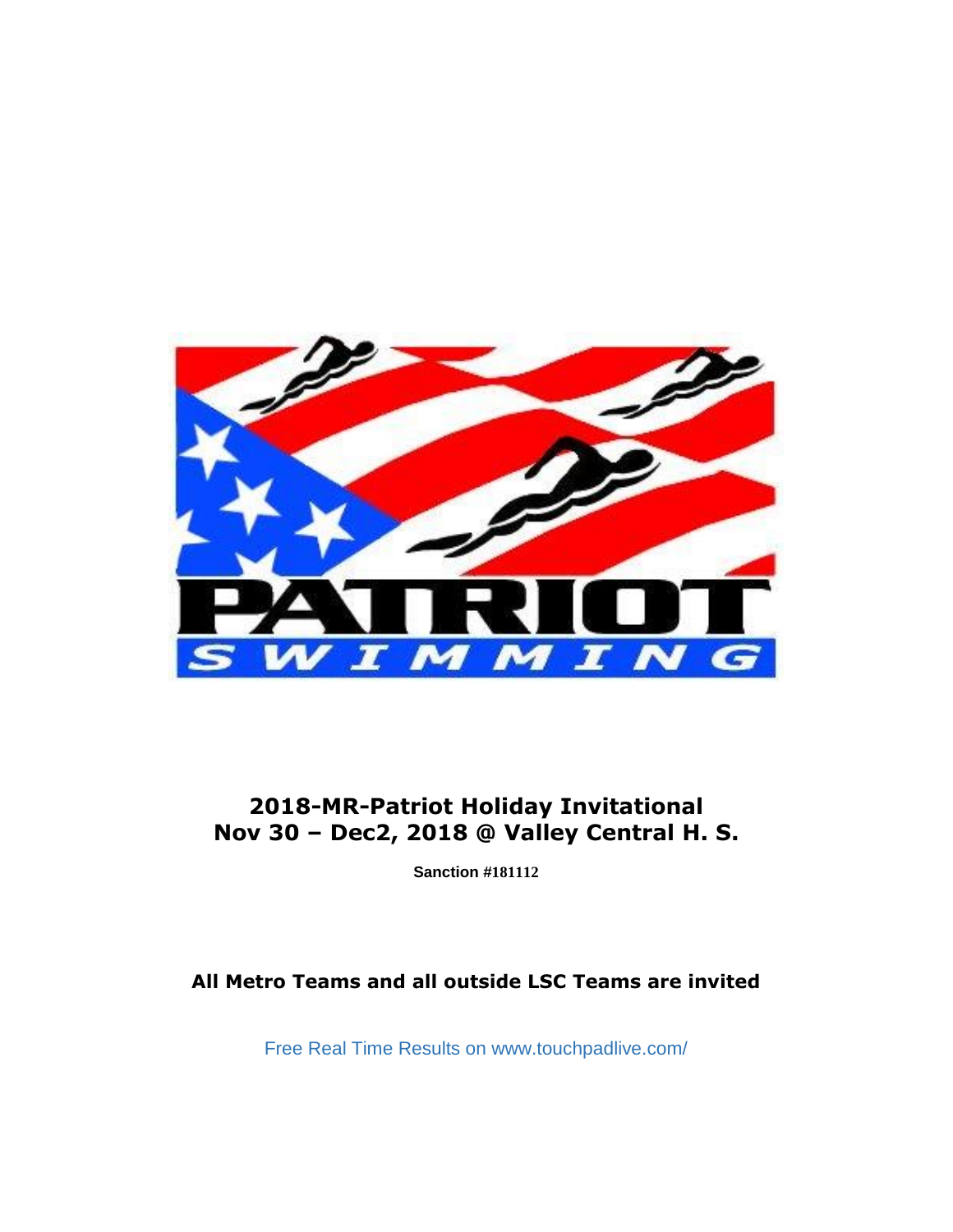# 2018-MR-Patriot Holiday Invitational
# Nov 30 – Dec2, 2018 @ Valley Central H. S.

**Sanction #181112**

**All Metro Teams and all outside LSC Teams are invited**

Free Real Time Results on www.touchpadlive.com/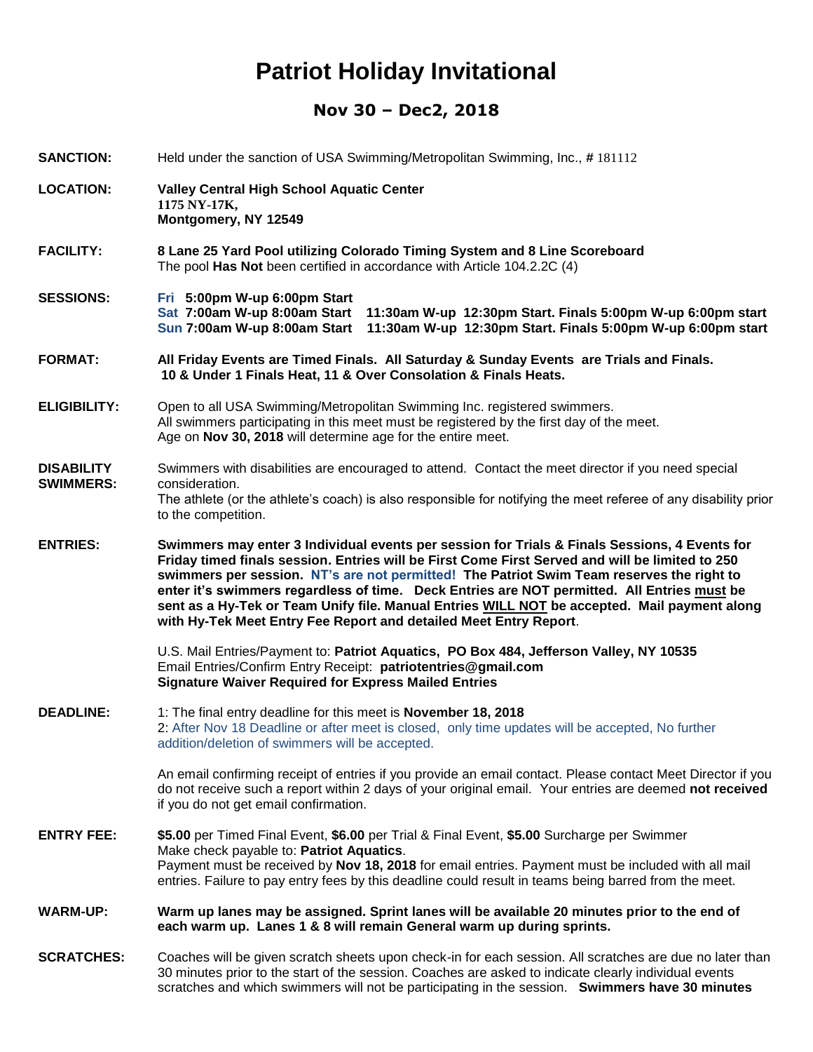# Patriot Holiday Invitational

## Nov 30 – Dec2, 2018

**SANCTION:** Held under the sanction of USA Swimming/Metropolitan Swimming, Inc., **#** 181112

**LOCATION:** **Valley Central High School Aquatic Center**
**1175 NY-17K,**
**Montgomery, NY 12549**

**FACILITY:** **8 Lane 25 Yard Pool utilizing Colorado Timing System and 8 Line Scoreboard**
The pool **Has Not** been certified in accordance with Article 104.2.2C (4)

**SESSIONS:** Fri **5:00pm W-up 6:00pm Start**
Sat **7:00am W-up 8:00am Start 11:30am W-up 12:30pm Start. Finals 5:00pm W-up 6:00pm start**
Sun **7:00am W-up 8:00am Start 11:30am W-up 12:30pm Start. Finals 5:00pm W-up 6:00pm start**

**FORMAT:** **All Friday Events are Timed Finals. All Saturday & Sunday Events are Trials and Finals. 10 & Under 1 Finals Heat, 11 & Over Consolation & Finals Heats.**

**ELIGIBILITY:** Open to all USA Swimming/Metropolitan Swimming Inc. registered swimmers.
All swimmers participating in this meet must be registered by the first day of the meet.
Age on **Nov 30, 2018** will determine age for the entire meet.

**DISABILITY SWIMMERS:** Swimmers with disabilities are encouraged to attend. Contact the meet director if you need special consideration.
The athlete (or the athlete's coach) is also responsible for notifying the meet referee of any disability prior to the competition.

**ENTRIES:** **Swimmers may enter 3 Individual events per session for Trials & Finals Sessions, 4 Events for Friday timed finals session. Entries will be First Come First Served and will be limited to 250 swimmers per session. NT's are not permitted! The Patriot Swim Team reserves the right to enter it's swimmers regardless of time. Deck Entries are NOT permitted. All Entries must be sent as a Hy-Tek or Team Unify file. Manual Entries WILL NOT be accepted. Mail payment along with Hy-Tek Meet Entry Fee Report and detailed Meet Entry Report**.

U.S. Mail Entries/Payment to: **Patriot Aquatics, PO Box 484, Jefferson Valley, NY 10535**
Email Entries/Confirm Entry Receipt: **patriotentries@gmail.com**
**Signature Waiver Required for Express Mailed Entries**

**DEADLINE:** 1: The final entry deadline for this meet is **November 18, 2018**
2: After Nov 18 Deadline or after meet is closed, only time updates will be accepted, No further addition/deletion of swimmers will be accepted.

An email confirming receipt of entries if you provide an email contact. Please contact Meet Director if you do not receive such a report within 2 days of your original email. Your entries are deemed **not received** if you do not get email confirmation.

**ENTRY FEE:** **$5.00** per Timed Final Event, **$6.00** per Trial & Final Event, **$5.00** Surcharge per Swimmer
Make check payable to: **Patriot Aquatics**.
Payment must be received by **Nov 18, 2018** for email entries. Payment must be included with all mail entries. Failure to pay entry fees by this deadline could result in teams being barred from the meet.

**WARM-UP:** **Warm up lanes may be assigned. Sprint lanes will be available 20 minutes prior to the end of each warm up. Lanes 1 & 8 will remain General warm up during sprints.**

**SCRATCHES:** Coaches will be given scratch sheets upon check-in for each session. All scratches are due no later than 30 minutes prior to the start of the session. Coaches are asked to indicate clearly individual events scratches and which swimmers will not be participating in the session. **Swimmers have 30 minutes**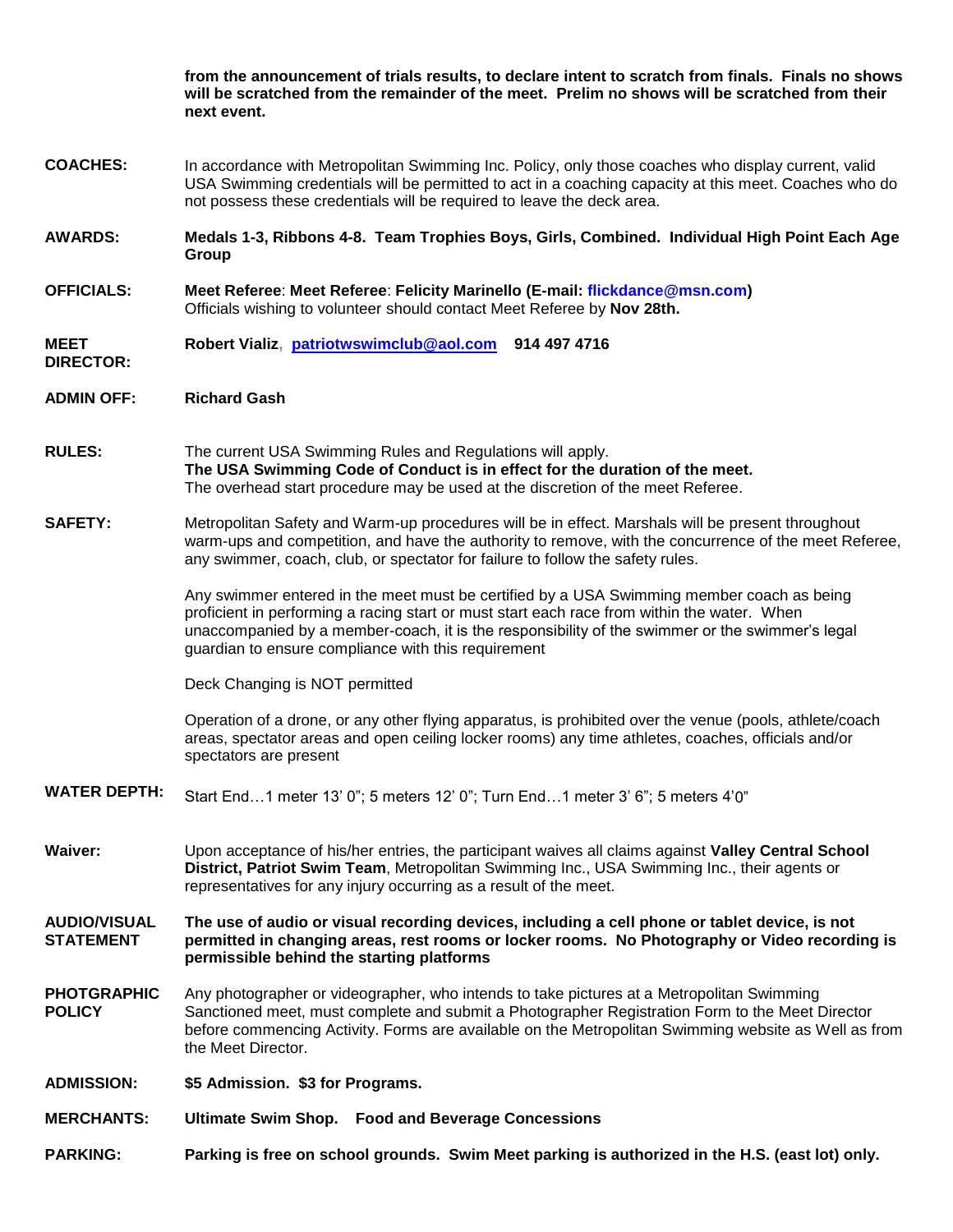**from the announcement of trials results, to declare intent to scratch from finals. Finals no shows will be scratched from the remainder of the meet. Prelim no shows will be scratched from their next event.**

**COACHES:** In accordance with Metropolitan Swimming Inc. Policy, only those coaches who display current, valid USA Swimming credentials will be permitted to act in a coaching capacity at this meet. Coaches who do not possess these credentials will be required to leave the deck area.

**AWARDS:** **Medals 1-3, Ribbons 4-8. Team Trophies Boys, Girls, Combined. Individual High Point Each Age Group**

**OFFICIALS:** **Meet Referee**: **Meet Referee**: **Felicity Marinello (E-mail: flickdance@msn.com)**
Officials wishing to volunteer should contact Meet Referee by **Nov 28th.**

**MEET DIRECTOR:** **Robert Vializ**, **patriotwswimclub@aol.com** **914 497 4716**

**ADMIN OFF:** **Richard Gash**

**RULES:** The current USA Swimming Rules and Regulations will apply.
**The USA Swimming Code of Conduct is in effect for the duration of the meet.**
The overhead start procedure may be used at the discretion of the meet Referee.

**SAFETY:** Metropolitan Safety and Warm-up procedures will be in effect. Marshals will be present throughout warm-ups and competition, and have the authority to remove, with the concurrence of the meet Referee, any swimmer, coach, club, or spectator for failure to follow the safety rules.

Any swimmer entered in the meet must be certified by a USA Swimming member coach as being proficient in performing a racing start or must start each race from within the water. When unaccompanied by a member-coach, it is the responsibility of the swimmer or the swimmer's legal guardian to ensure compliance with this requirement

Deck Changing is NOT permitted

Operation of a drone, or any other flying apparatus, is prohibited over the venue (pools, athlete/coach areas, spectator areas and open ceiling locker rooms) any time athletes, coaches, officials and/or spectators are present

**WATER DEPTH:** Start End…1 meter 13' 0"; 5 meters 12' 0"; Turn End…1 meter 3' 6"; 5 meters 4'0"

**Waiver:** Upon acceptance of his/her entries, the participant waives all claims against **Valley Central School District, Patriot Swim Team**, Metropolitan Swimming Inc., USA Swimming Inc., their agents or representatives for any injury occurring as a result of the meet.

**AUDIO/VISUAL STATEMENT** **The use of audio or visual recording devices, including a cell phone or tablet device, is not permitted in changing areas, rest rooms or locker rooms. No Photography or Video recording is permissible behind the starting platforms**

**PHOTGRAPHIC POLICY** Any photographer or videographer, who intends to take pictures at a Metropolitan Swimming Sanctioned meet, must complete and submit a Photographer Registration Form to the Meet Director before commencing Activity. Forms are available on the Metropolitan Swimming website as Well as from the Meet Director.

**ADMISSION:** **$5 Admission. $3 for Programs.**

**MERCHANTS:** **Ultimate Swim Shop. Food and Beverage Concessions**

**PARKING:** **Parking is free on school grounds. Swim Meet parking is authorized in the H.S. (east lot) only.**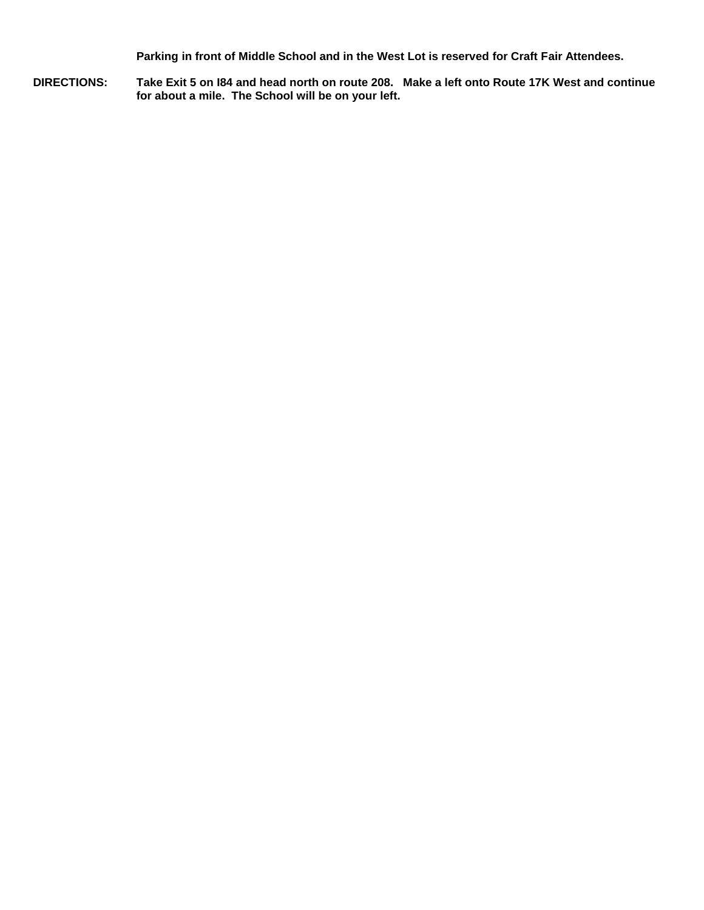**Parking in front of Middle School and in the West Lot is reserved for Craft Fair Attendees.**

**DIRECTIONS:** **Take Exit 5 on I84 and head north on route 208. Make a left onto Route 17K West and continue for about a mile. The School will be on your left.**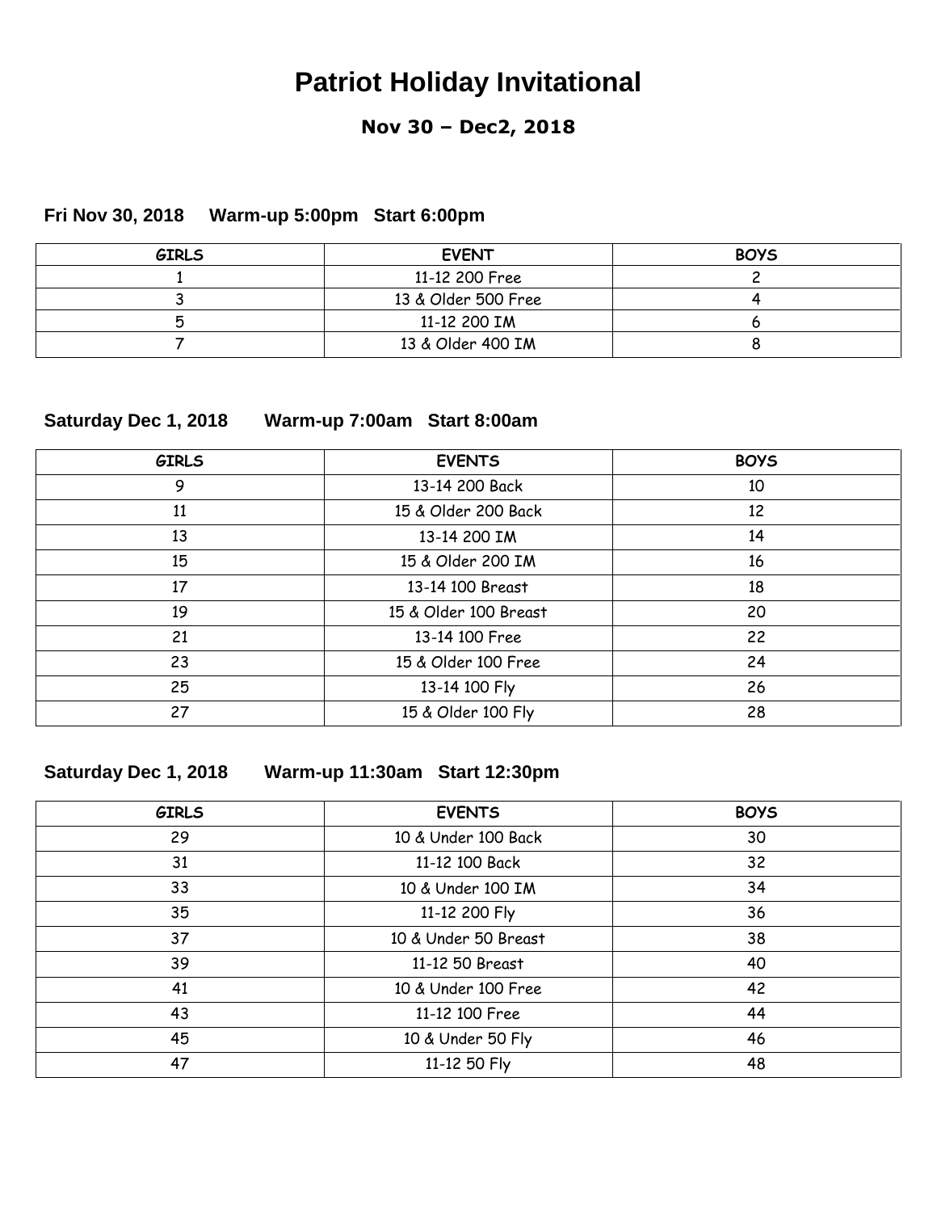# Patriot Holiday Invitational

## Nov 30 – Dec2, 2018

### Fri Nov 30, 2018     Warm-up 5:00pm   Start 6:00pm

| GIRLS | EVENT | BOYS |
| --- | --- | --- |
| 1 | 11-12 200 Free | 2 |
| 3 | 13 & Older 500 Free | 4 |
| 5 | 11-12 200 IM | 6 |
| 7 | 13 & Older 400 IM | 8 |

### Saturday Dec 1, 2018     Warm-up 7:00am   Start 8:00am

| GIRLS | EVENTS | BOYS |
| --- | --- | --- |
| 9 | 13-14 200 Back | 10 |
| 11 | 15 & Older 200 Back | 12 |
| 13 | 13-14 200 IM | 14 |
| 15 | 15 & Older 200 IM | 16 |
| 17 | 13-14 100 Breast | 18 |
| 19 | 15 & Older 100 Breast | 20 |
| 21 | 13-14 100 Free | 22 |
| 23 | 15 & Older 100 Free | 24 |
| 25 | 13-14 100 Fly | 26 |
| 27 | 15 & Older 100 Fly | 28 |

### Saturday Dec 1, 2018     Warm-up 11:30am   Start 12:30pm

| GIRLS | EVENTS | BOYS |
| --- | --- | --- |
| 29 | 10 & Under 100 Back | 30 |
| 31 | 11-12 100 Back | 32 |
| 33 | 10 & Under 100 IM | 34 |
| 35 | 11-12 200 Fly | 36 |
| 37 | 10 & Under 50 Breast | 38 |
| 39 | 11-12 50 Breast | 40 |
| 41 | 10 & Under 100 Free | 42 |
| 43 | 11-12 100 Free | 44 |
| 45 | 10 & Under 50 Fly | 46 |
| 47 | 11-12 50 Fly | 48 |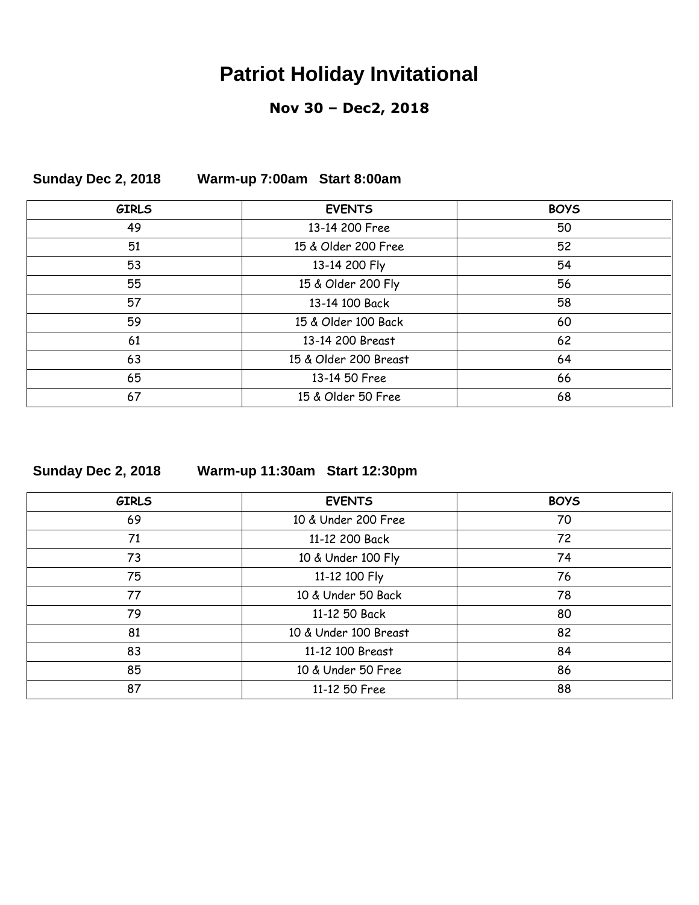# Patriot Holiday Invitational

## Nov 30 – Dec2, 2018

**Sunday Dec 2, 2018 Warm-up 7:00am Start 8:00am**

| GIRLS | EVENTS | BOYS |
|---|---|---|
| 49 | 13-14 200 Free | 50 |
| 51 | 15 & Older 200 Free | 52 |
| 53 | 13-14 200 Fly | 54 |
| 55 | 15 & Older 200 Fly | 56 |
| 57 | 13-14 100 Back | 58 |
| 59 | 15 & Older 100 Back | 60 |
| 61 | 13-14 200 Breast | 62 |
| 63 | 15 & Older 200 Breast | 64 |
| 65 | 13-14 50 Free | 66 |
| 67 | 15 & Older 50 Free | 68 |

**Sunday Dec 2, 2018 Warm-up 11:30am Start 12:30pm**

| GIRLS | EVENTS | BOYS |
|---|---|---|
| 69 | 10 & Under 200 Free | 70 |
| 71 | 11-12 200 Back | 72 |
| 73 | 10 & Under 100 Fly | 74 |
| 75 | 11-12 100 Fly | 76 |
| 77 | 10 & Under 50 Back | 78 |
| 79 | 11-12 50 Back | 80 |
| 81 | 10 & Under 100 Breast | 82 |
| 83 | 11-12 100 Breast | 84 |
| 85 | 10 & Under 50 Free | 86 |
| 87 | 11-12 50 Free | 88 |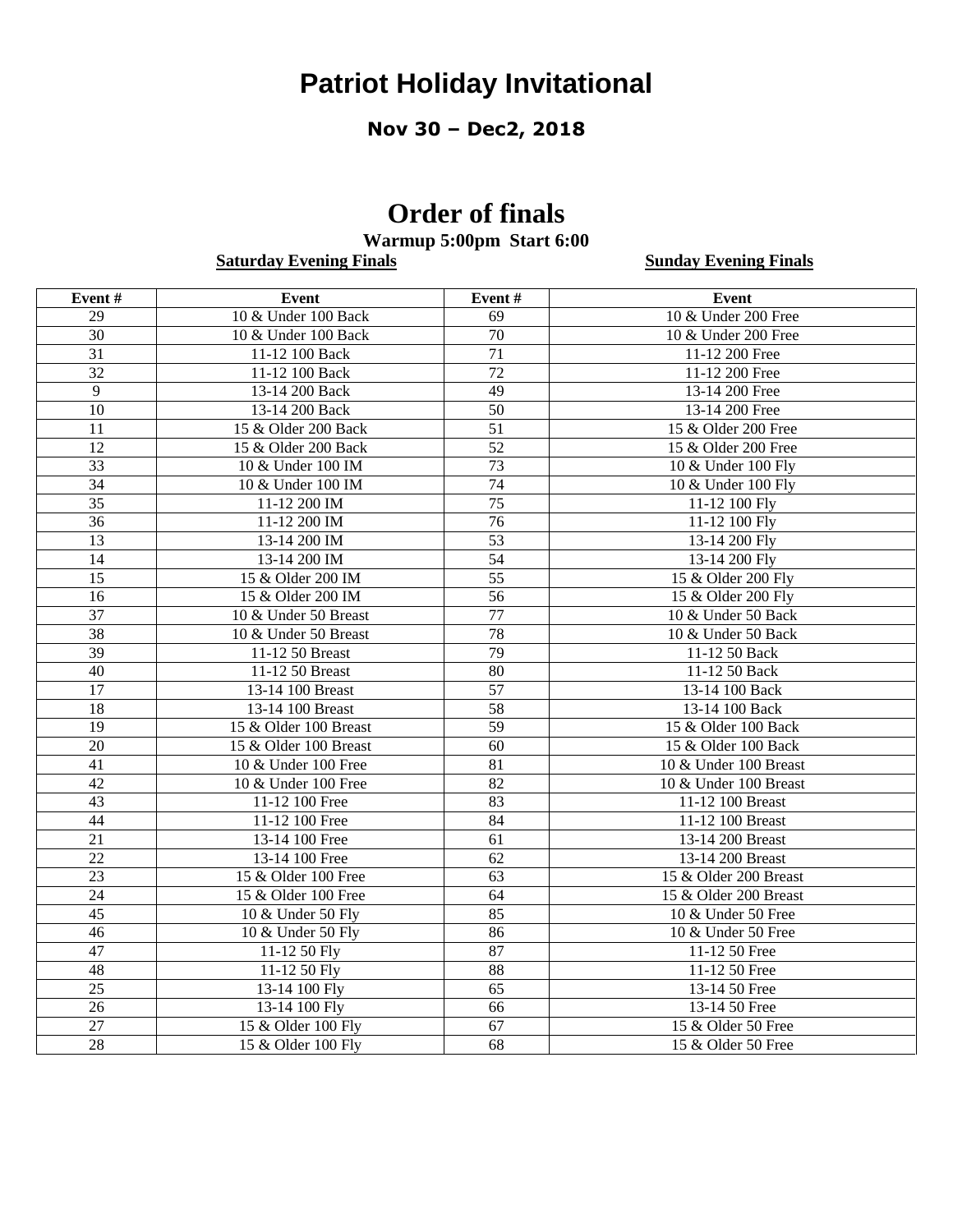# Patriot Holiday Invitational

**Nov 30 – Dec2, 2018**

## Order of finals

**Warmup 5:00pm Start 6:00**

**Saturday Evening Finals** | **Sunday Evening Finals**

| Event # | Event | Event # | Event |
|---|---|---|---|
| 29 | 10 & Under 100 Back | 69 | 10 & Under 200 Free |
| 30 | 10 & Under 100 Back | 70 | 10 & Under 200 Free |
| 31 | 11-12 100 Back | 71 | 11-12 200 Free |
| 32 | 11-12 100 Back | 72 | 11-12 200 Free |
| 9 | 13-14 200 Back | 49 | 13-14 200 Free |
| 10 | 13-14 200 Back | 50 | 13-14 200 Free |
| 11 | 15 & Older 200 Back | 51 | 15 & Older 200 Free |
| 12 | 15 & Older 200 Back | 52 | 15 & Older 200 Free |
| 33 | 10 & Under 100 IM | 73 | 10 & Under 100 Fly |
| 34 | 10 & Under 100 IM | 74 | 10 & Under 100 Fly |
| 35 | 11-12 200 IM | 75 | 11-12 100 Fly |
| 36 | 11-12 200 IM | 76 | 11-12 100 Fly |
| 13 | 13-14 200 IM | 53 | 13-14 200 Fly |
| 14 | 13-14 200 IM | 54 | 13-14 200 Fly |
| 15 | 15 & Older 200 IM | 55 | 15 & Older 200 Fly |
| 16 | 15 & Older 200 IM | 56 | 15 & Older 200 Fly |
| 37 | 10 & Under 50 Breast | 77 | 10 & Under 50 Back |
| 38 | 10 & Under 50 Breast | 78 | 10 & Under 50 Back |
| 39 | 11-12 50 Breast | 79 | 11-12 50 Back |
| 40 | 11-12 50 Breast | 80 | 11-12 50 Back |
| 17 | 13-14 100 Breast | 57 | 13-14 100 Back |
| 18 | 13-14 100 Breast | 58 | 13-14 100 Back |
| 19 | 15 & Older 100 Breast | 59 | 15 & Older 100 Back |
| 20 | 15 & Older 100 Breast | 60 | 15 & Older 100 Back |
| 41 | 10 & Under 100 Free | 81 | 10 & Under 100 Breast |
| 42 | 10 & Under 100 Free | 82 | 10 & Under 100 Breast |
| 43 | 11-12 100 Free | 83 | 11-12 100 Breast |
| 44 | 11-12 100 Free | 84 | 11-12 100 Breast |
| 21 | 13-14 100 Free | 61 | 13-14 200 Breast |
| 22 | 13-14 100 Free | 62 | 13-14 200 Breast |
| 23 | 15 & Older 100 Free | 63 | 15 & Older 200 Breast |
| 24 | 15 & Older 100 Free | 64 | 15 & Older 200 Breast |
| 45 | 10 & Under 50 Fly | 85 | 10 & Under 50 Free |
| 46 | 10 & Under 50 Fly | 86 | 10 & Under 50 Free |
| 47 | 11-12 50 Fly | 87 | 11-12 50 Free |
| 48 | 11-12 50 Fly | 88 | 11-12 50 Free |
| 25 | 13-14 100 Fly | 65 | 13-14 50 Free |
| 26 | 13-14 100 Fly | 66 | 13-14 50 Free |
| 27 | 15 & Older 100 Fly | 67 | 15 & Older 50 Free |
| 28 | 15 & Older 100 Fly | 68 | 15 & Older 50 Free |